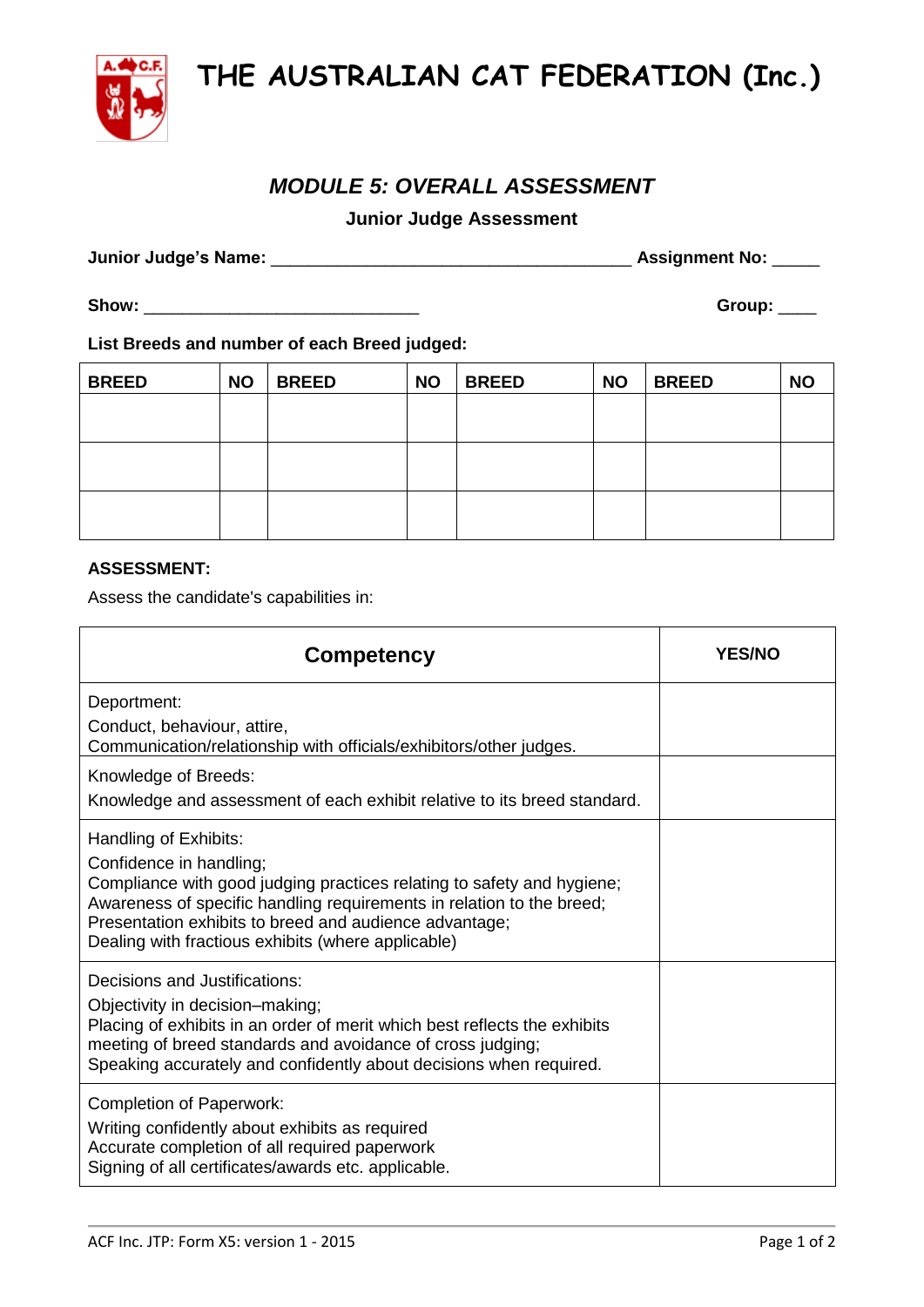# THE AUSTRALIAN CAT FEDERATION (Inc.)

## *MODULE 5: OVERALL ASSESSMENT*

### Junior Judge Assessment

**Junior Judge's Name:** ____________________________________ **Assignment No:** _____

**Show:** ____________________________ **Group:** ____

**List Breeds and number of each Breed judged:**

| BREED | NO | BREED | NO | BREED | NO | BREED | NO |
|---|---|---|---|---|---|---|---|
| | | | | | | | |
| | | | | | | | |
| | | | | | | | |

**ASSESSMENT:**

Assess the candidate's capabilities in:

| Competency | YES/NO |
|---|---|
| Deportment:<br>Conduct, behaviour, attire,<br>Communication/relationship with officials/exhibitors/other judges. | |
| Knowledge of Breeds:<br>Knowledge and assessment of each exhibit relative to its breed standard. | |
| Handling of Exhibits:<br>Confidence in handling;<br>Compliance with good judging practices relating to safety and hygiene;<br>Awareness of specific handling requirements in relation to the breed;<br>Presentation exhibits to breed and audience advantage;<br>Dealing with fractious exhibits (where applicable) | |
| Decisions and Justifications:<br>Objectivity in decision–making;<br>Placing of exhibits in an order of merit which best reflects the exhibits meeting of breed standards and avoidance of cross judging;<br>Speaking accurately and confidently about decisions when required. | |
| Completion of Paperwork:<br>Writing confidently about exhibits as required<br>Accurate completion of all required paperwork<br>Signing of all certificates/awards etc. applicable. | |

ACF Inc. JTP: Form X5: version 1 - 2015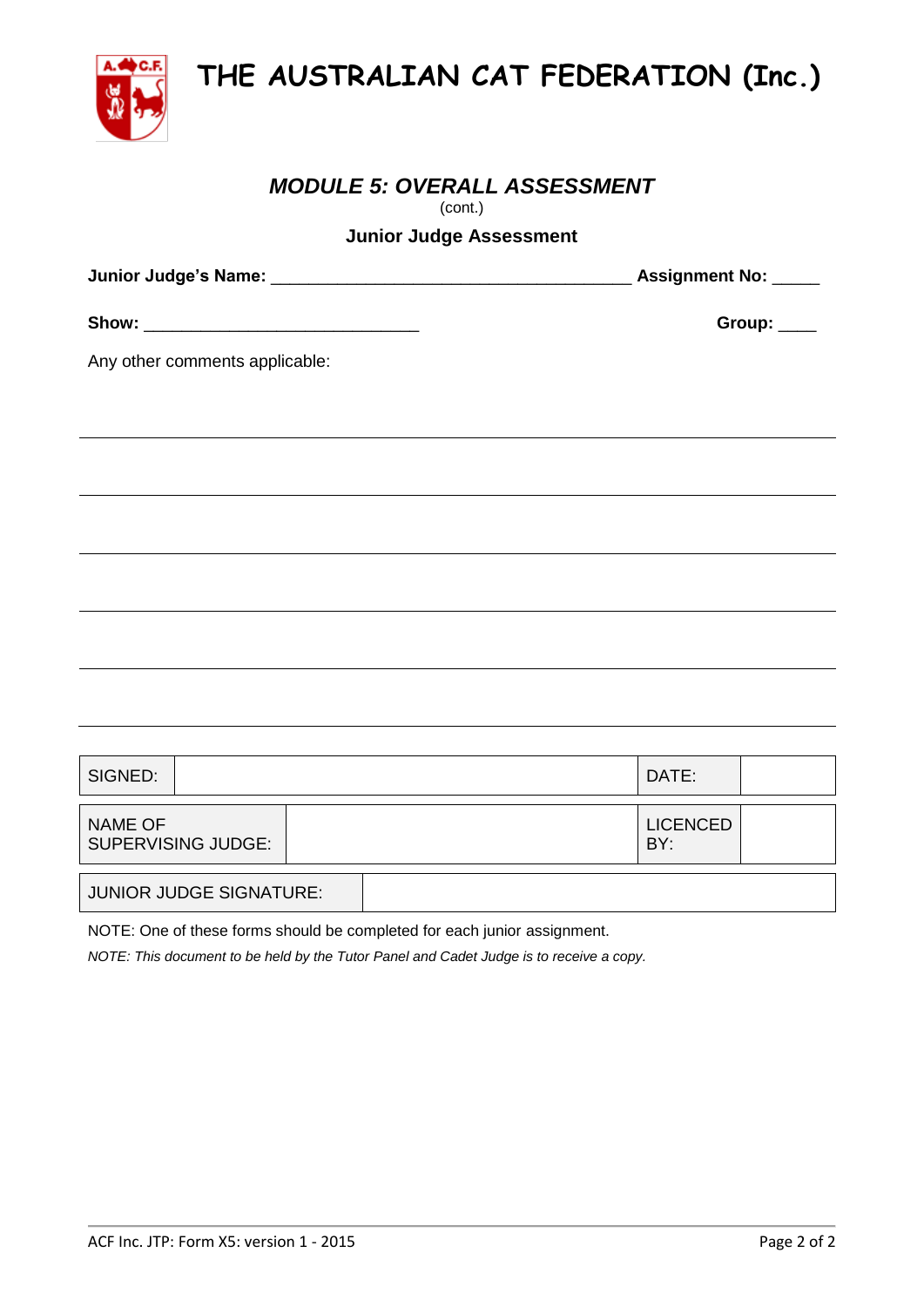# THE AUSTRALIAN CAT FEDERATION (Inc.)

## *MODULE 5: OVERALL ASSESSMENT*

(cont.)

### Junior Judge Assessment

**Junior Judge's Name:** ______________________________________ **Assignment No:** _____

**Show:** _____________________________ **Group:** ____

Any other comments applicable:

_______________________________________________________________________________

_______________________________________________________________________________

_______________________________________________________________________________

_______________________________________________________________________________

_______________________________________________________________________________

_______________________________________________________________________________

| | | | |
|---|---|---|---|
| SIGNED: | | DATE: | |

| | | | |
|---|---|---|---|
| NAME OF SUPERVISING JUDGE: | | LICENCED BY: | |

| | |
|---|---|
| JUNIOR JUDGE SIGNATURE: | |

NOTE: One of these forms should be completed for each junior assignment.

*NOTE: This document to be held by the Tutor Panel and Cadet Judge is to receive a copy.*